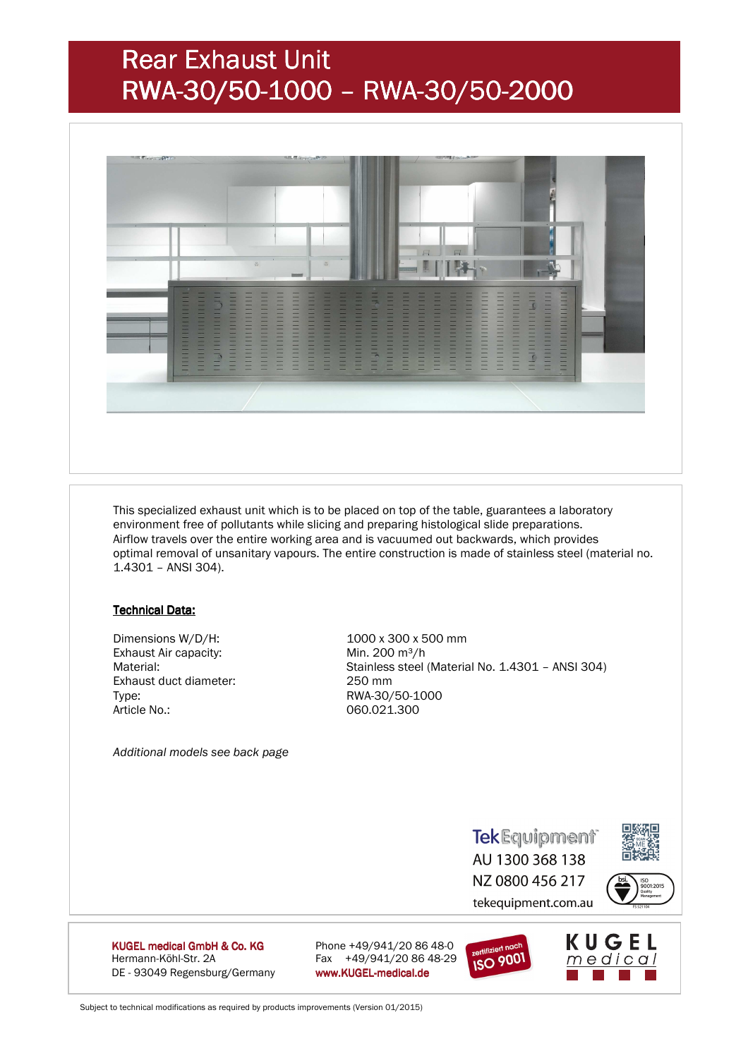# Rear Exhaust Unit
# RWA-30/50-1000 – RWA-30/50-2000

This specialized exhaust unit which is to be placed on top of the table, guarantees a laboratory environment free of pollutants while slicing and preparing histological slide preparations. Airflow travels over the entire working area and is vacuumed out backwards, which provides optimal removal of unsanitary vapours. The entire construction is made of stainless steel (material no. 1.4301 – ANSI 304).

**Technical Data:**

| | |
|---|---|
| Dimensions W/D/H: | 1000 x 300 x 500 mm |
| Exhaust Air capacity: | Min. 200 m³/h |
| Material: | Stainless steel (Material No. 1.4301 – ANSI 304) |
| Exhaust duct diameter: | 250 mm |
| Type: | RWA-30/50-1000 |
| Article No.: | 060.021.300 |

*Additional models see back page*

TekEquipment
AU 1300 368 138
NZ 0800 456 217
tekequipment.com.au

**KUGEL medical GmbH & Co. KG**
Hermann-Köhl-Str. 2A
DE - 93049 Regensburg/Germany

Phone +49/941/20 86 48-0
Fax +49/941/20 86 48-29
**www.KUGEL-medical.de**

zertifiziert nach ISO 9001

KUGEL medical

Subject to technical modifications as required by products improvements (Version 01/2015)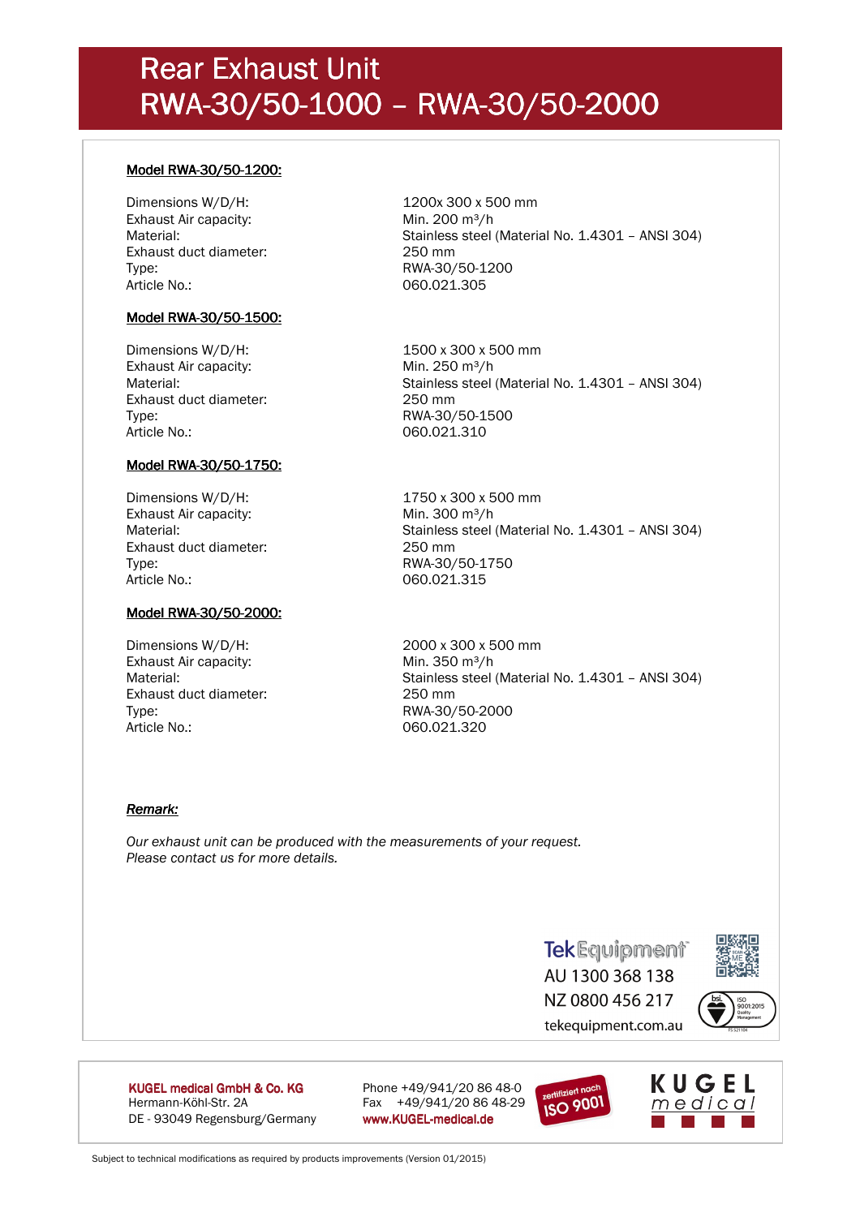# Rear Exhaust Unit
# RWA-30/50-1000 – RWA-30/50-2000

**Model RWA-30/50-1200:**

| | |
|---|---|
| Dimensions W/D/H: | 1200x 300 x 500 mm |
| Exhaust Air capacity: | Min. 200 m³/h |
| Material: | Stainless steel (Material No. 1.4301 – ANSI 304) |
| Exhaust duct diameter: | 250 mm |
| Type: | RWA-30/50-1200 |
| Article No.: | 060.021.305 |

**Model RWA-30/50-1500:**

| | |
|---|---|
| Dimensions W/D/H: | 1500 x 300 x 500 mm |
| Exhaust Air capacity: | Min. 250 m³/h |
| Material: | Stainless steel (Material No. 1.4301 – ANSI 304) |
| Exhaust duct diameter: | 250 mm |
| Type: | RWA-30/50-1500 |
| Article No.: | 060.021.310 |

**Model RWA-30/50-1750:**

| | |
|---|---|
| Dimensions W/D/H: | 1750 x 300 x 500 mm |
| Exhaust Air capacity: | Min. 300 m³/h |
| Material: | Stainless steel (Material No. 1.4301 – ANSI 304) |
| Exhaust duct diameter: | 250 mm |
| Type: | RWA-30/50-1750 |
| Article No.: | 060.021.315 |

**Model RWA-30/50-2000:**

| | |
|---|---|
| Dimensions W/D/H: | 2000 x 300 x 500 mm |
| Exhaust Air capacity: | Min. 350 m³/h |
| Material: | Stainless steel (Material No. 1.4301 – ANSI 304) |
| Exhaust duct diameter: | 250 mm |
| Type: | RWA-30/50-2000 |
| Article No.: | 060.021.320 |

***Remark:***

*Our exhaust unit can be produced with the measurements of your request.*
*Please contact us for more details.*

TekEquipment
AU 1300 368 138
NZ 0800 456 217
tekequipment.com.au

**KUGEL medical GmbH & Co. KG**
Hermann-Köhl-Str. 2A
DE - 93049 Regensburg/Germany

Phone +49/941/20 86 48-0
Fax +49/941/20 86 48-29
**www.KUGEL-medical.de**

zertifiziert nach ISO 9001

KUGEL medical

Subject to technical modifications as required by products improvements (Version 01/2015)